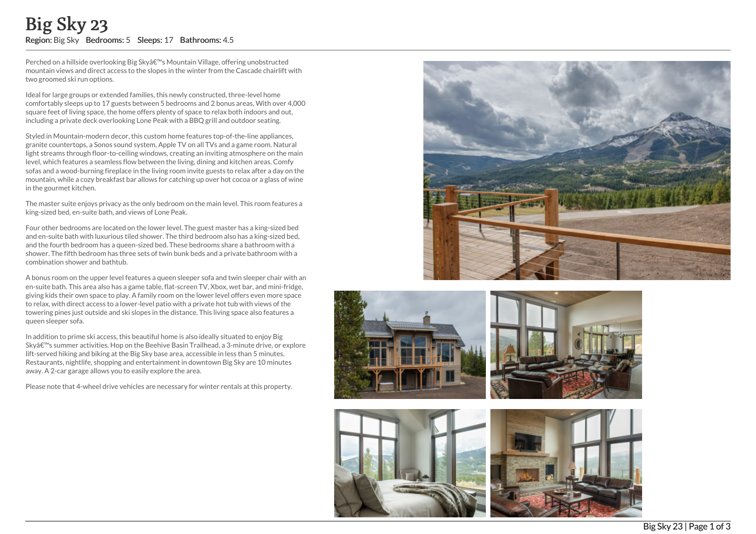# Big Sky 23

**Region:** Big Sky **Bedrooms:** 5 **Sleeps:** 17 **Bathrooms:** 4.5

Perched on a hillside overlooking Big Skyâ€™s Mountain Village, offering unobstructed mountain views and direct access to the slopes in the winter from the Cascade chairlift with two groomed ski run options.

Ideal for large groups or extended families, this newly constructed, three-level home comfortably sleeps up to 17 guests between 5 bedrooms and 2 bonus areas, With over 4,000 square feet of living space, the home offers plenty of space to relax both indoors and out, including a private deck overlooking Lone Peak with a BBQ grill and outdoor seating.

Styled in Mountain-modern decor, this custom home features top-of-the-line appliances, granite countertops, a Sonos sound system, Apple TV on all TVs and a game room. Natural light streams through floor-to-ceiling windows, creating an inviting atmosphere on the main level, which features a seamless flow between the living, dining and kitchen areas. Comfy sofas and a wood-burning fireplace in the living room invite guests to relax after a day on the mountain, while a cozy breakfast bar allows for catching up over hot cocoa or a glass of wine in the gourmet kitchen.

The master suite enjoys privacy as the only bedroom on the main level. This room features a king-sized bed, en-suite bath, and views of Lone Peak.

Four other bedrooms are located on the lower level. The guest master has a king-sized bed and en-suite bath with luxurious tiled shower. The third bedroom also has a king-sized bed, and the fourth bedroom has a queen-sized bed. These bedrooms share a bathroom with a shower. The fifth bedroom has three sets of twin bunk beds and a private bathroom with a combination shower and bathtub.

A bonus room on the upper level features a queen sleeper sofa and twin sleeper chair with an en-suite bath. This area also has a game table, flat-screen TV, Xbox, wet bar, and mini-fridge, giving kids their own space to play. A family room on the lower level offers even more space to relax, with direct access to a lower-level patio with a private hot tub with views of the towering pines just outside and ski slopes in the distance. This living space also features a queen sleeper sofa.

In addition to prime ski access, this beautiful home is also ideally situated to enjoy Big Skyâ€™s summer activities. Hop on the Beehive Basin Trailhead, a 3-minute drive, or explore lift-served hiking and biking at the Big Sky base area, accessible in less than 5 minutes. Restaurants, nightlife, shopping and entertainment in downtown Big Sky are 10 minutes away. A 2-car garage allows you to easily explore the area.

Please note that 4-wheel drive vehicles are necessary for winter rentals at this property.